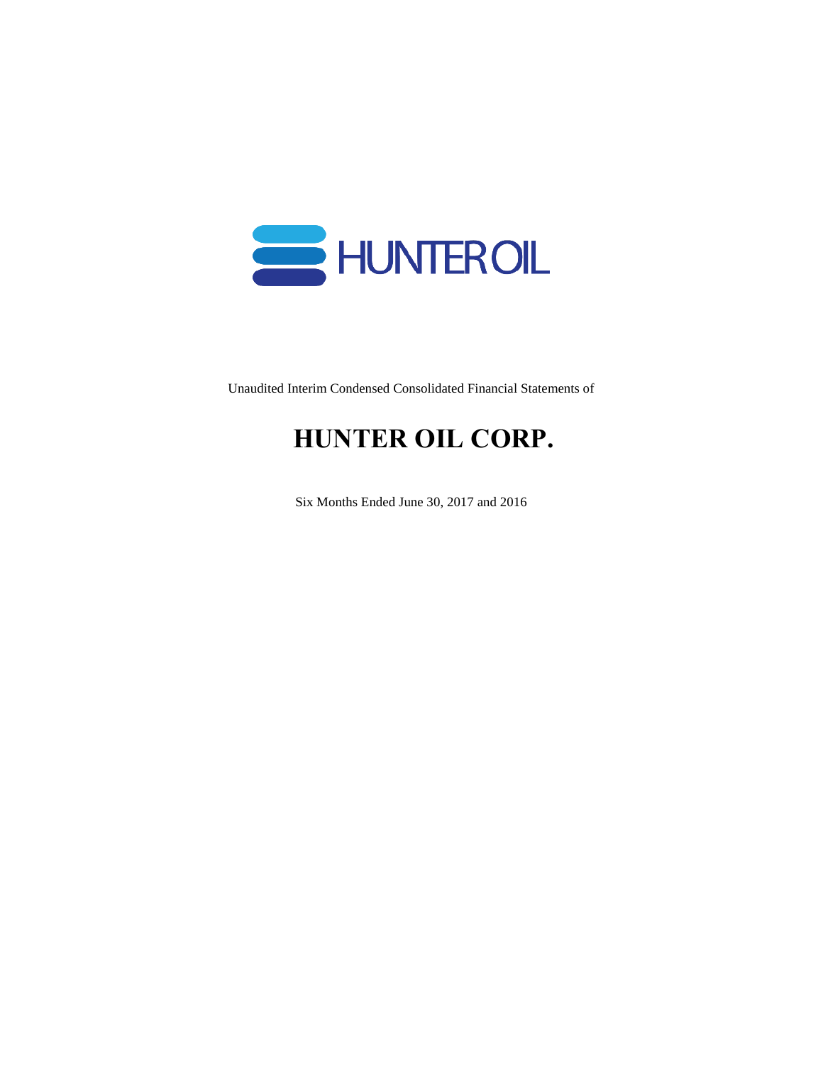HUNTER OIL

Unaudited Interim Condensed Consolidated Financial Statements of

# HUNTER OIL CORP.

Six Months Ended June 30, 2017 and 2016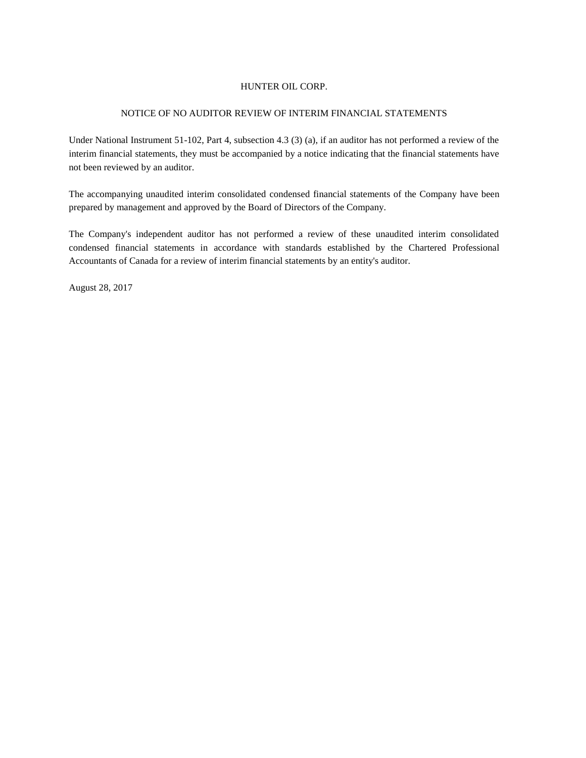# HUNTER OIL CORP.

## NOTICE OF NO AUDITOR REVIEW OF INTERIM FINANCIAL STATEMENTS

Under National Instrument 51-102, Part 4, subsection 4.3 (3) (a), if an auditor has not performed a review of the interim financial statements, they must be accompanied by a notice indicating that the financial statements have not been reviewed by an auditor.

The accompanying unaudited interim consolidated condensed financial statements of the Company have been prepared by management and approved by the Board of Directors of the Company.

The Company's independent auditor has not performed a review of these unaudited interim consolidated condensed financial statements in accordance with standards established by the Chartered Professional Accountants of Canada for a review of interim financial statements by an entity's auditor.

August 28, 2017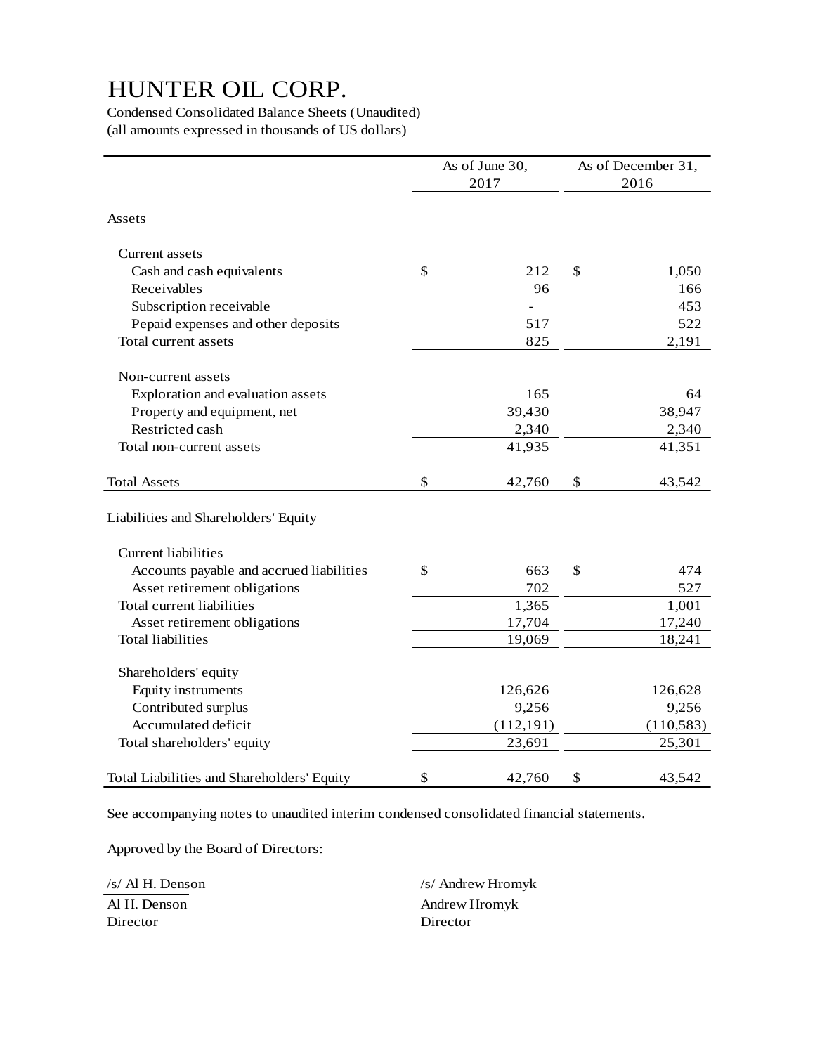# HUNTER OIL CORP.

Condensed Consolidated Balance Sheets (Unaudited)
(all amounts expressed in thousands of US dollars)

| | As of June 30, 2017 | As of December 31, 2016 |
|---|---|---|
| **Assets** | | |
| Current assets | | |
| Cash and cash equivalents | $ 212 | $ 1,050 |
| Receivables | 96 | 166 |
| Subscription receivable | - | 453 |
| Pepaid expenses and other deposits | 517 | 522 |
| Total current assets | 825 | 2,191 |
| Non-current assets | | |
| Exploration and evaluation assets | 165 | 64 |
| Property and equipment, net | 39,430 | 38,947 |
| Restricted cash | 2,340 | 2,340 |
| Total non-current assets | 41,935 | 41,351 |
| Total Assets | $ 42,760 | $ 43,542 |
| **Liabilities and Shareholders' Equity** | | |
| Current liabilities | | |
| Accounts payable and accrued liabilities | $ 663 | $ 474 |
| Asset retirement obligations | 702 | 527 |
| Total current liabilities | 1,365 | 1,001 |
| Asset retirement obligations | 17,704 | 17,240 |
| Total liabilities | 19,069 | 18,241 |
| Shareholders' equity | | |
| Equity instruments | 126,626 | 126,628 |
| Contributed surplus | 9,256 | 9,256 |
| Accumulated deficit | (112,191) | (110,583) |
| Total shareholders' equity | 23,691 | 25,301 |
| Total Liabilities and Shareholders' Equity | $ 42,760 | $ 43,542 |

See accompanying notes to unaudited interim condensed consolidated financial statements.

Approved by the Board of Directors:

/s/ Al H. Denson
Al H. Denson
Director

/s/ Andrew Hromyk
Andrew Hromyk
Director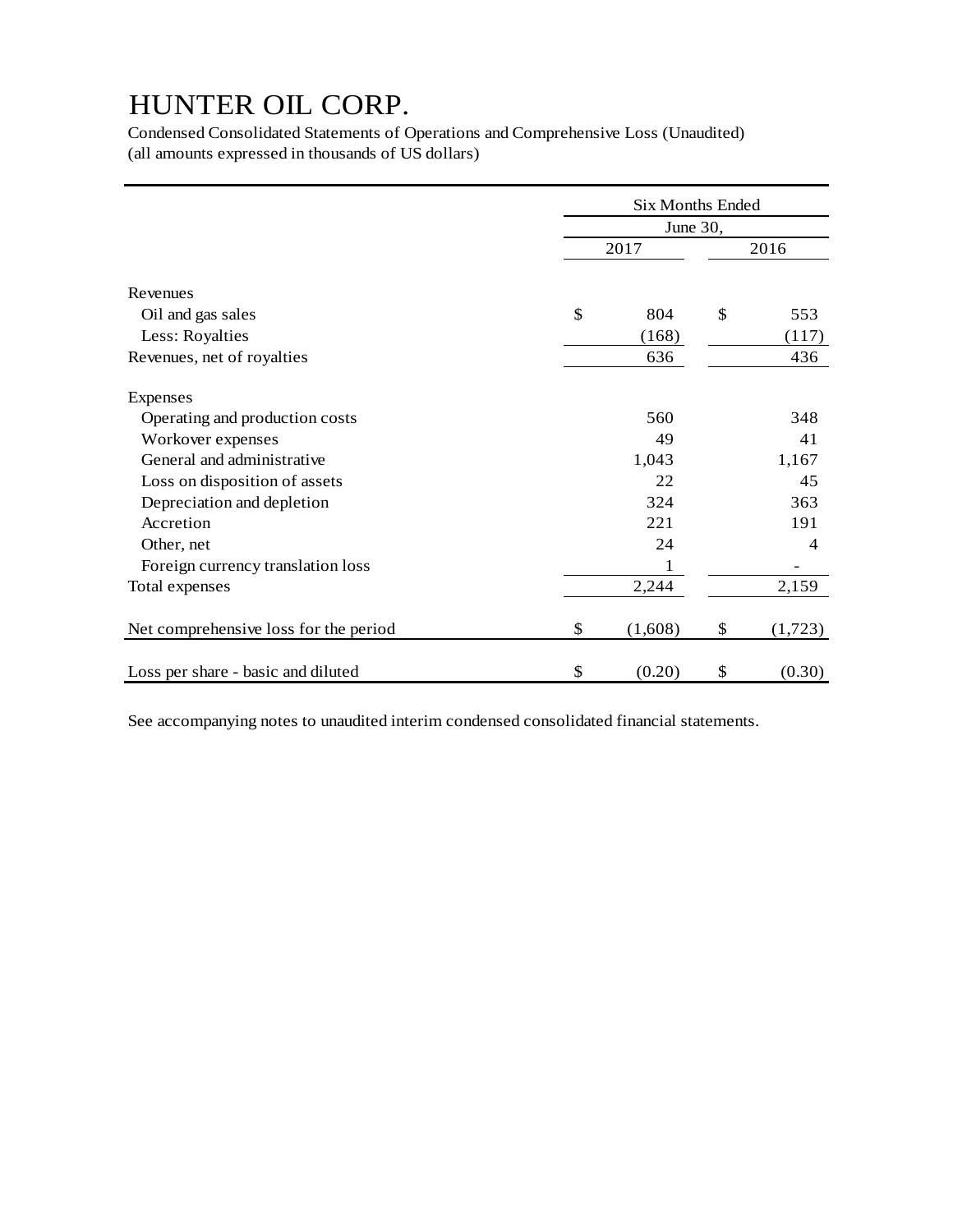# HUNTER OIL CORP.

Condensed Consolidated Statements of Operations and Comprehensive Loss (Unaudited)
(all amounts expressed in thousands of US dollars)

| | Six Months Ended June 30, | |
|---|---|---|
| | 2017 | 2016 |
| **Revenues** | | |
| Oil and gas sales | $ 804 | $ 553 |
| Less: Royalties | (168) | (117) |
| Revenues, net of royalties | 636 | 436 |
| **Expenses** | | |
| Operating and production costs | 560 | 348 |
| Workover expenses | 49 | 41 |
| General and administrative | 1,043 | 1,167 |
| Loss on disposition of assets | 22 | 45 |
| Depreciation and depletion | 324 | 363 |
| Accretion | 221 | 191 |
| Other, net | 24 | 4 |
| Foreign currency translation loss | 1 | - |
| Total expenses | 2,244 | 2,159 |
| Net comprehensive loss for the period | $ (1,608) | $ (1,723) |
| Loss per share - basic and diluted | $ (0.20) | $ (0.30) |

See accompanying notes to unaudited interim condensed consolidated financial statements.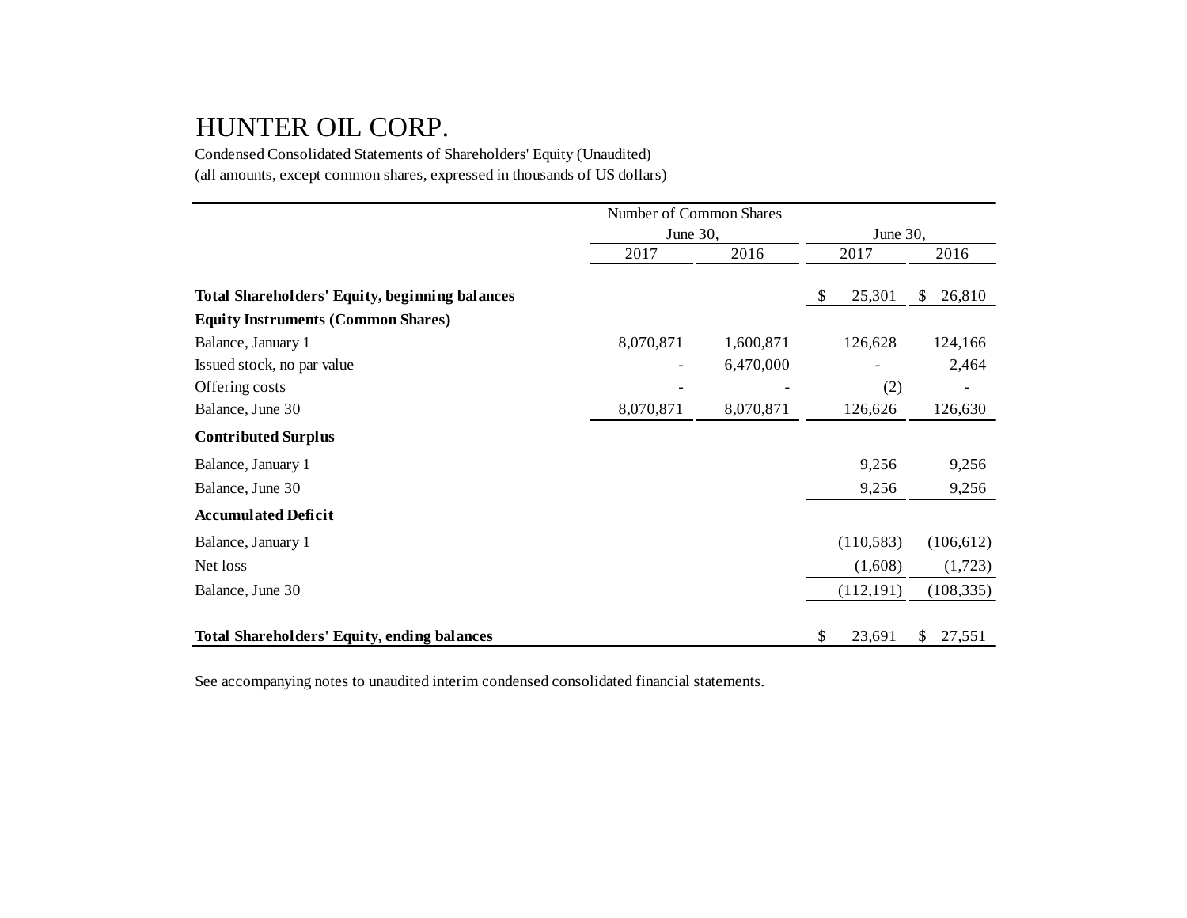# HUNTER OIL CORP.

Condensed Consolidated Statements of Shareholders' Equity (Unaudited)
(all amounts, except common shares, expressed in thousands of US dollars)

| | Number of Common Shares | | | |
|---|---|---|---|---|
| | June 30, | | June 30, | |
| | 2017 | 2016 | 2017 | 2016 |
| **Total Shareholders' Equity, beginning balances** | | | $ 25,301 | $ 26,810 |
| **Equity Instruments (Common Shares)** | | | | |
| Balance, January 1 | 8,070,871 | 1,600,871 | 126,628 | 124,166 |
| Issued stock, no par value | - | 6,470,000 | - | 2,464 |
| Offering costs | - | - | (2) | - |
| Balance, June 30 | 8,070,871 | 8,070,871 | 126,626 | 126,630 |
| **Contributed Surplus** | | | | |
| Balance, January 1 | | | 9,256 | 9,256 |
| Balance, June 30 | | | 9,256 | 9,256 |
| **Accumulated Deficit** | | | | |
| Balance, January 1 | | | (110,583) | (106,612) |
| Net loss | | | (1,608) | (1,723) |
| Balance, June 30 | | | (112,191) | (108,335) |
| **Total Shareholders' Equity, ending balances** | | | $ 23,691 | $ 27,551 |

See accompanying notes to unaudited interim condensed consolidated financial statements.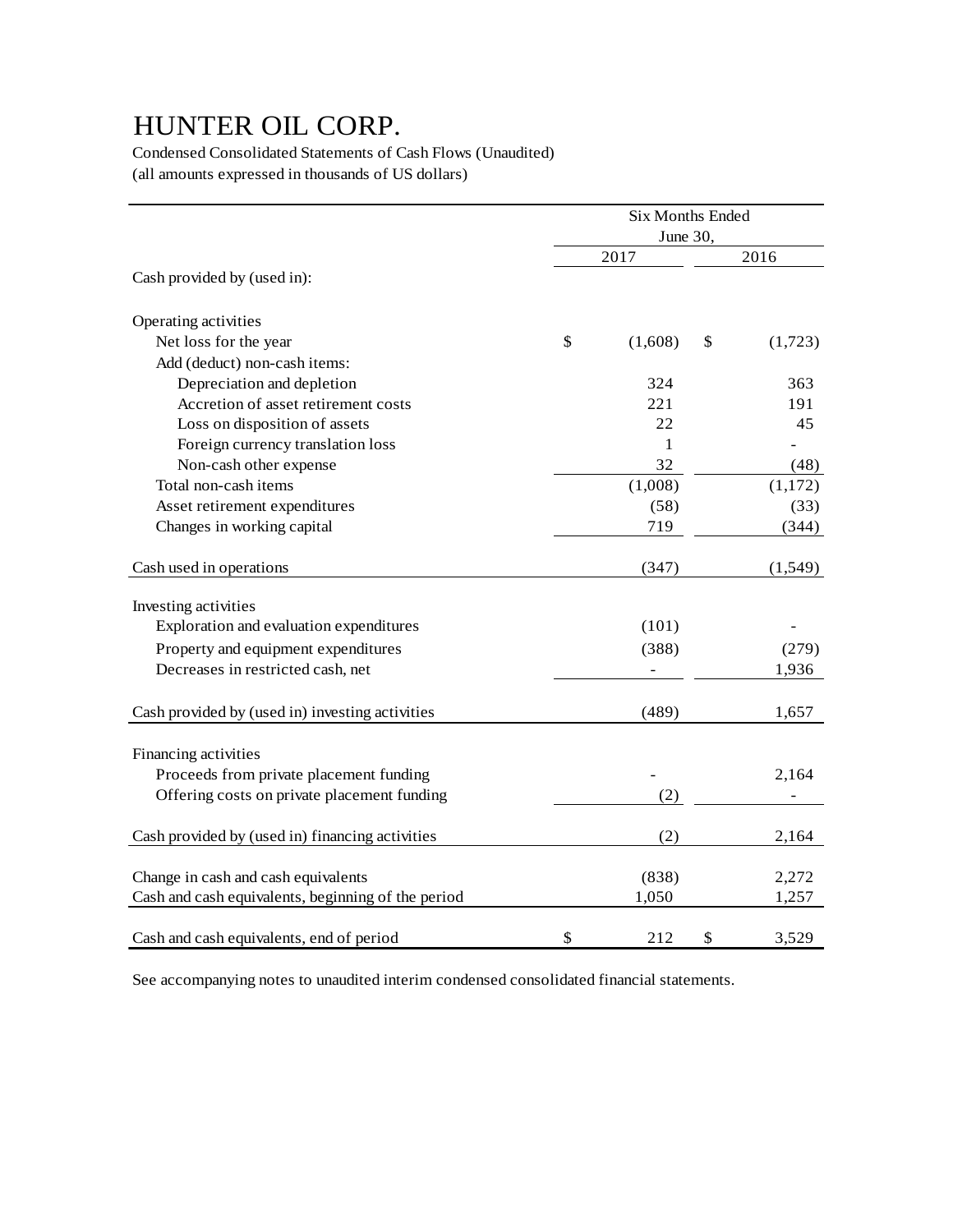# HUNTER OIL CORP.

Condensed Consolidated Statements of Cash Flows (Unaudited)
(all amounts expressed in thousands of US dollars)

| | Six Months Ended June 30, | |
|---|---|---|
| | 2017 | 2016 |
| Cash provided by (used in): | | |
| | | |
| Operating activities | | |
| Net loss for the year | $ (1,608) | $ (1,723) |
| Add (deduct) non-cash items: | | |
| Depreciation and depletion | 324 | 363 |
| Accretion of asset retirement costs | 221 | 191 |
| Loss on disposition of assets | 22 | 45 |
| Foreign currency translation loss | 1 | - |
| Non-cash other expense | 32 | (48) |
| Total non-cash items | (1,008) | (1,172) |
| Asset retirement expenditures | (58) | (33) |
| Changes in working capital | 719 | (344) |
| | | |
| Cash used in operations | (347) | (1,549) |
| | | |
| Investing activities | | |
| Exploration and evaluation expenditures | (101) | - |
| Property and equipment expenditures | (388) | (279) |
| Decreases in restricted cash, net | - | 1,936 |
| | | |
| Cash provided by (used in) investing activities | (489) | 1,657 |
| | | |
| Financing activities | | |
| Proceeds from private placement funding | - | 2,164 |
| Offering costs on private placement funding | (2) | - |
| | | |
| Cash provided by (used in) financing activities | (2) | 2,164 |
| | | |
| Change in cash and cash equivalents | (838) | 2,272 |
| Cash and cash equivalents, beginning of the period | 1,050 | 1,257 |
| | | |
| Cash and cash equivalents, end of period | $ 212 | $ 3,529 |

See accompanying notes to unaudited interim condensed consolidated financial statements.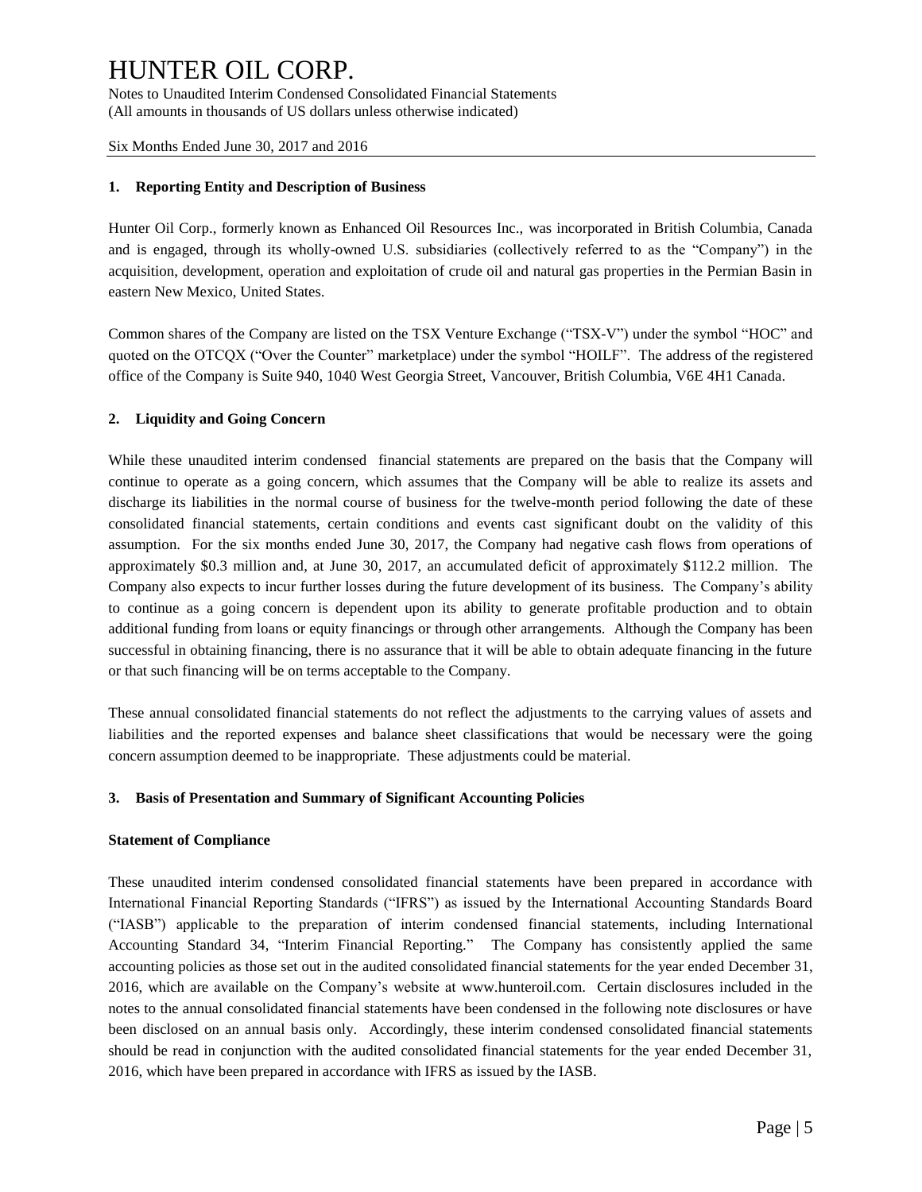1. **Reporting Entity and Description of Business**

Hunter Oil Corp., formerly known as Enhanced Oil Resources Inc., was incorporated in British Columbia, Canada and is engaged, through its wholly-owned U.S. subsidiaries (collectively referred to as the "Company") in the acquisition, development, operation and exploitation of crude oil and natural gas properties in the Permian Basin in eastern New Mexico, United States.

Common shares of the Company are listed on the TSX Venture Exchange ("TSX-V") under the symbol "HOC" and quoted on the OTCQX ("Over the Counter" marketplace) under the symbol "HOILF". The address of the registered office of the Company is Suite 940, 1040 West Georgia Street, Vancouver, British Columbia, V6E 4H1 Canada.

2. **Liquidity and Going Concern**

While these unaudited interim condensed financial statements are prepared on the basis that the Company will continue to operate as a going concern, which assumes that the Company will be able to realize its assets and discharge its liabilities in the normal course of business for the twelve-month period following the date of these consolidated financial statements, certain conditions and events cast significant doubt on the validity of this assumption. For the six months ended June 30, 2017, the Company had negative cash flows from operations of approximately $0.3 million and, at June 30, 2017, an accumulated deficit of approximately $112.2 million. The Company also expects to incur further losses during the future development of its business. The Company's ability to continue as a going concern is dependent upon its ability to generate profitable production and to obtain additional funding from loans or equity financings or through other arrangements. Although the Company has been successful in obtaining financing, there is no assurance that it will be able to obtain adequate financing in the future or that such financing will be on terms acceptable to the Company.

These annual consolidated financial statements do not reflect the adjustments to the carrying values of assets and liabilities and the reported expenses and balance sheet classifications that would be necessary were the going concern assumption deemed to be inappropriate. These adjustments could be material.

3. **Basis of Presentation and Summary of Significant Accounting Policies**

**Statement of Compliance**

These unaudited interim condensed consolidated financial statements have been prepared in accordance with International Financial Reporting Standards ("IFRS") as issued by the International Accounting Standards Board ("IASB") applicable to the preparation of interim condensed financial statements, including International Accounting Standard 34, "Interim Financial Reporting." The Company has consistently applied the same accounting policies as those set out in the audited consolidated financial statements for the year ended December 31, 2016, which are available on the Company's website at www.hunteroil.com. Certain disclosures included in the notes to the annual consolidated financial statements have been condensed in the following note disclosures or have been disclosed on an annual basis only. Accordingly, these interim condensed consolidated financial statements should be read in conjunction with the audited consolidated financial statements for the year ended December 31, 2016, which have been prepared in accordance with IFRS as issued by the IASB.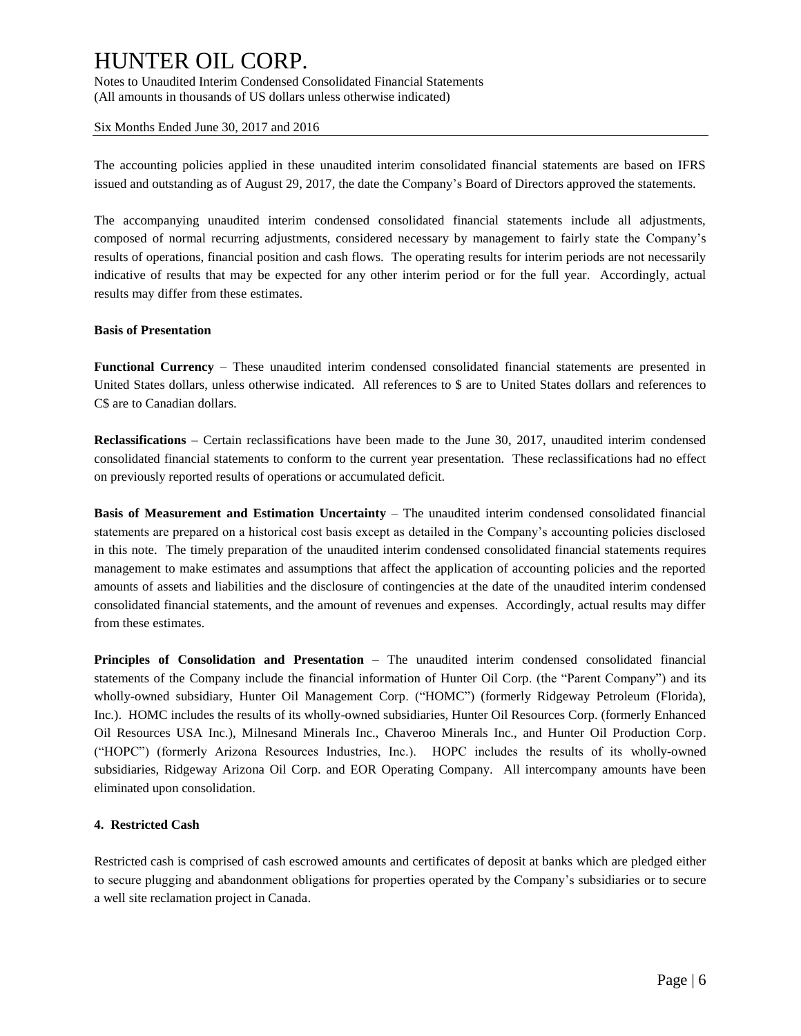The accounting policies applied in these unaudited interim consolidated financial statements are based on IFRS issued and outstanding as of August 29, 2017, the date the Company's Board of Directors approved the statements.

The accompanying unaudited interim condensed consolidated financial statements include all adjustments, composed of normal recurring adjustments, considered necessary by management to fairly state the Company's results of operations, financial position and cash flows. The operating results for interim periods are not necessarily indicative of results that may be expected for any other interim period or for the full year. Accordingly, actual results may differ from these estimates.

**Basis of Presentation**

**Functional Currency** – These unaudited interim condensed consolidated financial statements are presented in United States dollars, unless otherwise indicated. All references to $ are to United States dollars and references to C$ are to Canadian dollars.

**Reclassifications –** Certain reclassifications have been made to the June 30, 2017, unaudited interim condensed consolidated financial statements to conform to the current year presentation. These reclassifications had no effect on previously reported results of operations or accumulated deficit.

**Basis of Measurement and Estimation Uncertainty** – The unaudited interim condensed consolidated financial statements are prepared on a historical cost basis except as detailed in the Company's accounting policies disclosed in this note. The timely preparation of the unaudited interim condensed consolidated financial statements requires management to make estimates and assumptions that affect the application of accounting policies and the reported amounts of assets and liabilities and the disclosure of contingencies at the date of the unaudited interim condensed consolidated financial statements, and the amount of revenues and expenses. Accordingly, actual results may differ from these estimates.

**Principles of Consolidation and Presentation** – The unaudited interim condensed consolidated financial statements of the Company include the financial information of Hunter Oil Corp. (the "Parent Company") and its wholly-owned subsidiary, Hunter Oil Management Corp. ("HOMC") (formerly Ridgeway Petroleum (Florida), Inc.). HOMC includes the results of its wholly-owned subsidiaries, Hunter Oil Resources Corp. (formerly Enhanced Oil Resources USA Inc.), Milnesand Minerals Inc., Chaveroo Minerals Inc., and Hunter Oil Production Corp. ("HOPC") (formerly Arizona Resources Industries, Inc.). HOPC includes the results of its wholly-owned subsidiaries, Ridgeway Arizona Oil Corp. and EOR Operating Company. All intercompany amounts have been eliminated upon consolidation.

**4. Restricted Cash**

Restricted cash is comprised of cash escrowed amounts and certificates of deposit at banks which are pledged either to secure plugging and abandonment obligations for properties operated by the Company's subsidiaries or to secure a well site reclamation project in Canada.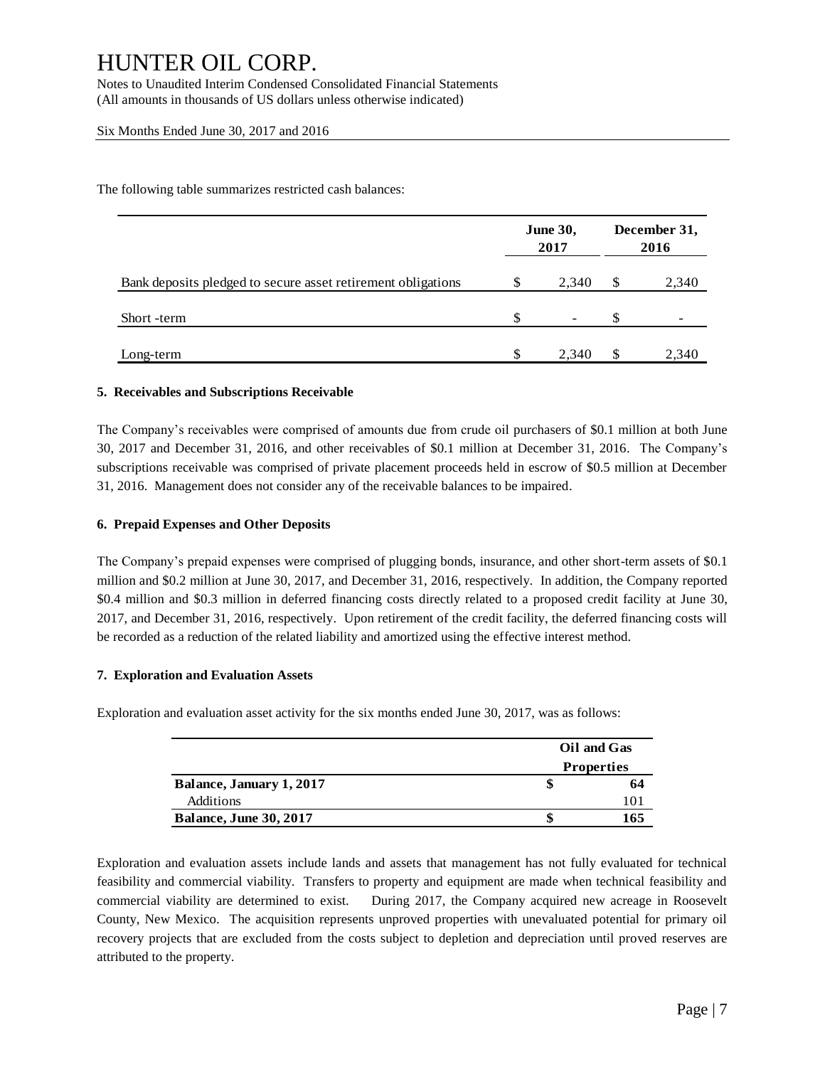The following table summarizes restricted cash balances:

| | June 30, 2017 | December 31, 2016 |
|---|---|---|
| Bank deposits pledged to secure asset retirement obligations | $ 2,340 | $ 2,340 |
| Short -term | $ - | $ - |
| Long-term | $ 2,340 | $ 2,340 |

**5. Receivables and Subscriptions Receivable**

The Company's receivables were comprised of amounts due from crude oil purchasers of $0.1 million at both June 30, 2017 and December 31, 2016, and other receivables of $0.1 million at December 31, 2016. The Company's subscriptions receivable was comprised of private placement proceeds held in escrow of $0.5 million at December 31, 2016. Management does not consider any of the receivable balances to be impaired.

**6. Prepaid Expenses and Other Deposits**

The Company's prepaid expenses were comprised of plugging bonds, insurance, and other short-term assets of $0.1 million and $0.2 million at June 30, 2017, and December 31, 2016, respectively. In addition, the Company reported $0.4 million and $0.3 million in deferred financing costs directly related to a proposed credit facility at June 30, 2017, and December 31, 2016, respectively. Upon retirement of the credit facility, the deferred financing costs will be recorded as a reduction of the related liability and amortized using the effective interest method.

**7. Exploration and Evaluation Assets**

Exploration and evaluation asset activity for the six months ended June 30, 2017, was as follows:

| | Oil and Gas Properties |
|---|---|
| **Balance, January 1, 2017** | **$ 64** |
| Additions | 101 |
| **Balance, June 30, 2017** | **$ 165** |

Exploration and evaluation assets include lands and assets that management has not fully evaluated for technical feasibility and commercial viability. Transfers to property and equipment are made when technical feasibility and commercial viability are determined to exist. During 2017, the Company acquired new acreage in Roosevelt County, New Mexico. The acquisition represents unproved properties with unevaluated potential for primary oil recovery projects that are excluded from the costs subject to depletion and depreciation until proved reserves are attributed to the property.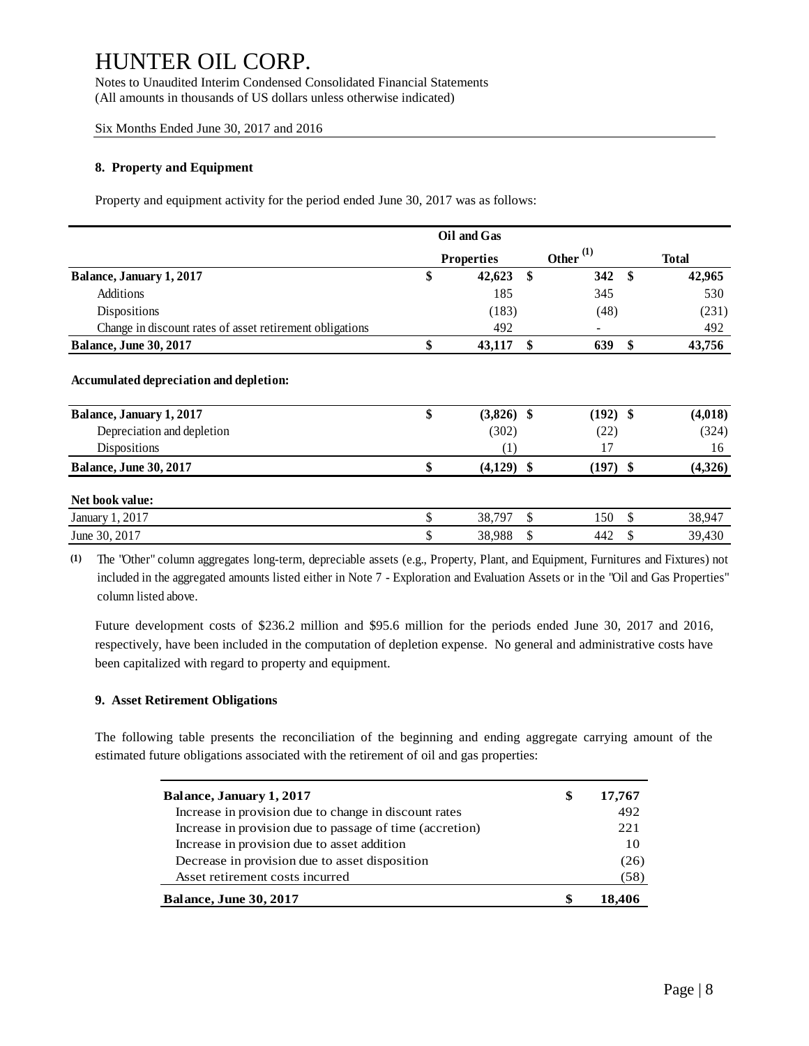# HUNTER OIL CORP.

Notes to Unaudited Interim Condensed Consolidated Financial Statements
(All amounts in thousands of US dollars unless otherwise indicated)

Six Months Ended June 30, 2017 and 2016

### 8. Property and Equipment

Property and equipment activity for the period ended June 30, 2017 was as follows:

| | Oil and Gas Properties | Other [(1)] | Total |
|---|---|---|---|
| **Balance, January 1, 2017** | **$ 42,623** | **$ 342** | **$ 42,965** |
| Additions | 185 | 345 | 530 |
| Dispositions | (183) | (48) | (231) |
| Change in discount rates of asset retirement obligations | 492 | - | 492 |
| **Balance, June 30, 2017** | **$ 43,117** | **$ 639** | **$ 43,756** |
| | | | |
| **Accumulated depreciation and depletion:** | | | |
| **Balance, January 1, 2017** | **$ (3,826)** | **$ (192)** | **$ (4,018)** |
| Depreciation and depletion | (302) | (22) | (324) |
| Dispositions | (1) | 17 | 16 |
| **Balance, June 30, 2017** | **$ (4,129)** | **$ (197)** | **$ (4,326)** |
| | | | |
| **Net book value:** | | | |
| January 1, 2017 | $ 38,797 | $ 150 | $ 38,947 |
| June 30, 2017 | $ 38,988 | $ 442 | $ 39,430 |

(1) The "Other" column aggregates long-term, depreciable assets (e.g., Property, Plant, and Equipment, Furnitures and Fixtures) not included in the aggregated amounts listed either in Note 7 - Exploration and Evaluation Assets or in the "Oil and Gas Properties" column listed above.

Future development costs of $236.2 million and $95.6 million for the periods ended June 30, 2017 and 2016, respectively, have been included in the computation of depletion expense. No general and administrative costs have been capitalized with regard to property and equipment.

### 9. Asset Retirement Obligations

The following table presents the reconciliation of the beginning and ending aggregate carrying amount of the estimated future obligations associated with the retirement of oil and gas properties:

| | |
|---|---|
| **Balance, January 1, 2017** | **$ 17,767** |
| Increase in provision due to change in discount rates | 492 |
| Increase in provision due to passage of time (accretion) | 221 |
| Increase in provision due to asset addition | 10 |
| Decrease in provision due to asset disposition | (26) |
| Asset retirement costs incurred | (58) |
| **Balance, June 30, 2017** | **$ 18,406** |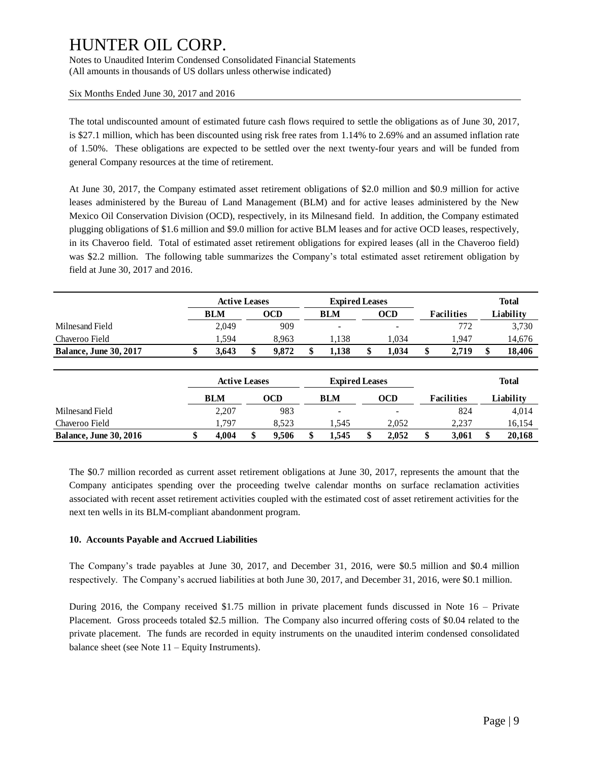The total undiscounted amount of estimated future cash flows required to settle the obligations as of June 30, 2017, is $27.1 million, which has been discounted using risk free rates from 1.14% to 2.69% and an assumed inflation rate of 1.50%. These obligations are expected to be settled over the next twenty-four years and will be funded from general Company resources at the time of retirement.

At June 30, 2017, the Company estimated asset retirement obligations of $2.0 million and $0.9 million for active leases administered by the Bureau of Land Management (BLM) and for active leases administered by the New Mexico Oil Conservation Division (OCD), respectively, in its Milnesand field. In addition, the Company estimated plugging obligations of $1.6 million and $9.0 million for active BLM leases and for active OCD leases, respectively, in its Chaveroo field. Total of estimated asset retirement obligations for expired leases (all in the Chaveroo field) was $2.2 million. The following table summarizes the Company's total estimated asset retirement obligation by field at June 30, 2017 and 2016.

| | Active Leases | | Expired Leases | | | Total |
|---|---|---|---|---|---|---|
| | BLM | OCD | BLM | OCD | Facilities | Liability |
| Milnesand Field | 2,049 | 909 | - | - | 772 | 3,730 |
| Chaveroo Field | 1,594 | 8,963 | 1,138 | 1,034 | 1,947 | 14,676 |
| **Balance, June 30, 2017** | **$ 3,643** | **$ 9,872** | **$ 1,138** | **$ 1,034** | **$ 2,719** | **$ 18,406** |

| | Active Leases | | Expired Leases | | | Total |
|---|---|---|---|---|---|---|
| | BLM | OCD | BLM | OCD | Facilities | Liability |
| Milnesand Field | 2,207 | 983 | - | - | 824 | 4,014 |
| Chaveroo Field | 1,797 | 8,523 | 1,545 | 2,052 | 2,237 | 16,154 |
| **Balance, June 30, 2016** | **$ 4,004** | **$ 9,506** | **$ 1,545** | **$ 2,052** | **$ 3,061** | **$ 20,168** |

The $0.7 million recorded as current asset retirement obligations at June 30, 2017, represents the amount that the Company anticipates spending over the proceeding twelve calendar months on surface reclamation activities associated with recent asset retirement activities coupled with the estimated cost of asset retirement activities for the next ten wells in its BLM-compliant abandonment program.

### 10. Accounts Payable and Accrued Liabilities

The Company's trade payables at June 30, 2017, and December 31, 2016, were $0.5 million and $0.4 million respectively. The Company's accrued liabilities at both June 30, 2017, and December 31, 2016, were $0.1 million.

During 2016, the Company received $1.75 million in private placement funds discussed in Note 16 – Private Placement. Gross proceeds totaled $2.5 million. The Company also incurred offering costs of $0.04 related to the private placement. The funds are recorded in equity instruments on the unaudited interim condensed consolidated balance sheet (see Note 11 – Equity Instruments).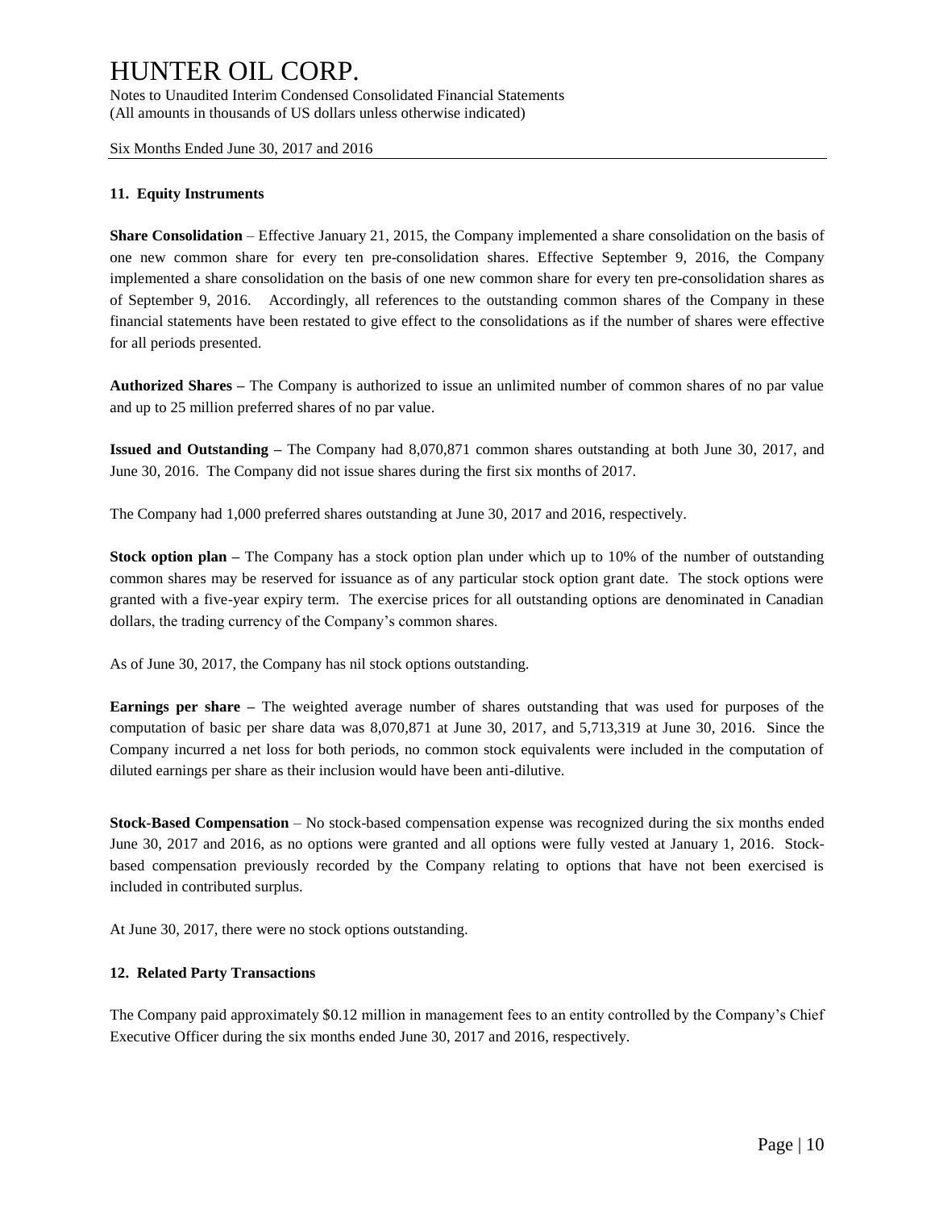### 11. Equity Instruments

**Share Consolidation** – Effective January 21, 2015, the Company implemented a share consolidation on the basis of one new common share for every ten pre-consolidation shares. Effective September 9, 2016, the Company implemented a share consolidation on the basis of one new common share for every ten pre-consolidation shares as of September 9, 2016. Accordingly, all references to the outstanding common shares of the Company in these financial statements have been restated to give effect to the consolidations as if the number of shares were effective for all periods presented.

**Authorized Shares –** The Company is authorized to issue an unlimited number of common shares of no par value and up to 25 million preferred shares of no par value.

**Issued and Outstanding –** The Company had 8,070,871 common shares outstanding at both June 30, 2017, and June 30, 2016. The Company did not issue shares during the first six months of 2017.

The Company had 1,000 preferred shares outstanding at June 30, 2017 and 2016, respectively.

**Stock option plan –** The Company has a stock option plan under which up to 10% of the number of outstanding common shares may be reserved for issuance as of any particular stock option grant date. The stock options were granted with a five-year expiry term. The exercise prices for all outstanding options are denominated in Canadian dollars, the trading currency of the Company's common shares.

As of June 30, 2017, the Company has nil stock options outstanding.

**Earnings per share –** The weighted average number of shares outstanding that was used for purposes of the computation of basic per share data was 8,070,871 at June 30, 2017, and 5,713,319 at June 30, 2016. Since the Company incurred a net loss for both periods, no common stock equivalents were included in the computation of diluted earnings per share as their inclusion would have been anti-dilutive.

**Stock-Based Compensation** – No stock-based compensation expense was recognized during the six months ended June 30, 2017 and 2016, as no options were granted and all options were fully vested at January 1, 2016. Stock-based compensation previously recorded by the Company relating to options that have not been exercised is included in contributed surplus.

At June 30, 2017, there were no stock options outstanding.

### 12. Related Party Transactions

The Company paid approximately $0.12 million in management fees to an entity controlled by the Company's Chief Executive Officer during the six months ended June 30, 2017 and 2016, respectively.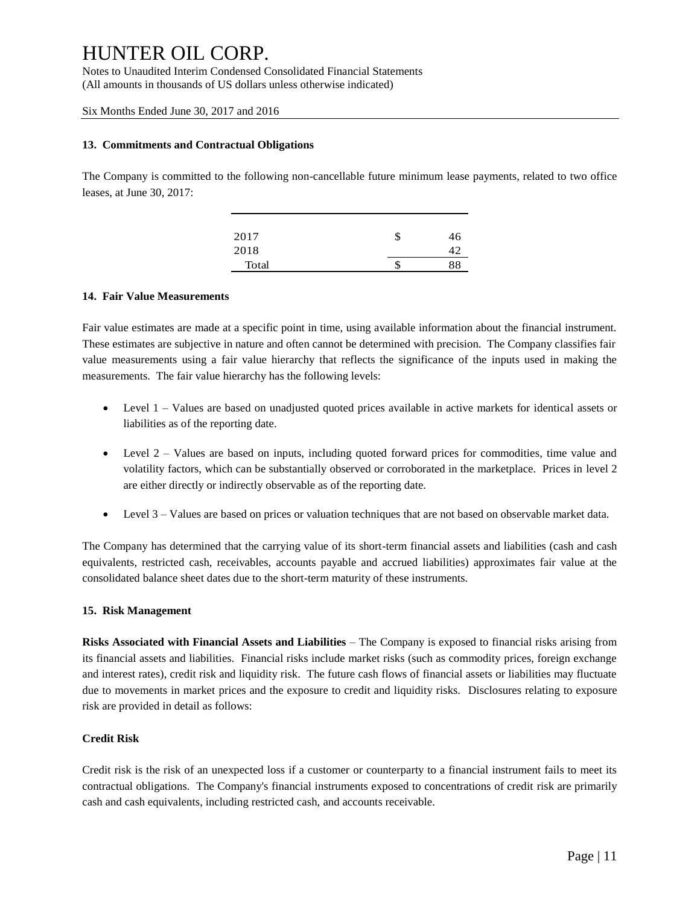## 13. Commitments and Contractual Obligations

The Company is committed to the following non-cancellable future minimum lease payments, related to two office leases, at June 30, 2017:

| | | |
|---|---|---|
| 2017 | $ | 46 |
| 2018 | | 42 |
| Total | $ | 88 |

## 14. Fair Value Measurements

Fair value estimates are made at a specific point in time, using available information about the financial instrument. These estimates are subjective in nature and often cannot be determined with precision. The Company classifies fair value measurements using a fair value hierarchy that reflects the significance of the inputs used in making the measurements. The fair value hierarchy has the following levels:

- Level 1 – Values are based on unadjusted quoted prices available in active markets for identical assets or liabilities as of the reporting date.
- Level 2 – Values are based on inputs, including quoted forward prices for commodities, time value and volatility factors, which can be substantially observed or corroborated in the marketplace. Prices in level 2 are either directly or indirectly observable as of the reporting date.
- Level 3 – Values are based on prices or valuation techniques that are not based on observable market data.

The Company has determined that the carrying value of its short-term financial assets and liabilities (cash and cash equivalents, restricted cash, receivables, accounts payable and accrued liabilities) approximates fair value at the consolidated balance sheet dates due to the short-term maturity of these instruments.

## 15. Risk Management

**Risks Associated with Financial Assets and Liabilities** – The Company is exposed to financial risks arising from its financial assets and liabilities. Financial risks include market risks (such as commodity prices, foreign exchange and interest rates), credit risk and liquidity risk. The future cash flows of financial assets or liabilities may fluctuate due to movements in market prices and the exposure to credit and liquidity risks. Disclosures relating to exposure risk are provided in detail as follows:

**Credit Risk**

Credit risk is the risk of an unexpected loss if a customer or counterparty to a financial instrument fails to meet its contractual obligations. The Company's financial instruments exposed to concentrations of credit risk are primarily cash and cash equivalents, including restricted cash, and accounts receivable.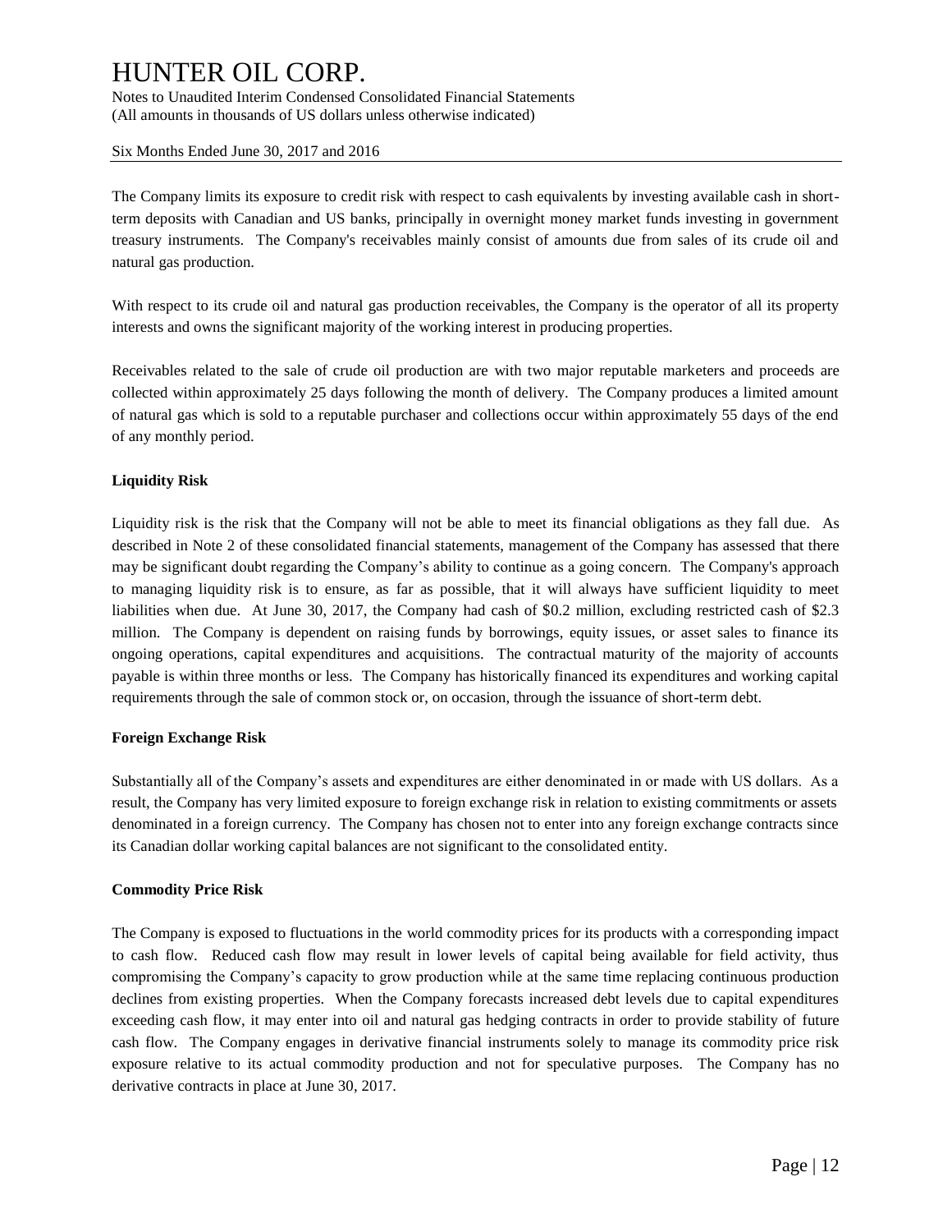The Company limits its exposure to credit risk with respect to cash equivalents by investing available cash in short-term deposits with Canadian and US banks, principally in overnight money market funds investing in government treasury instruments. The Company's receivables mainly consist of amounts due from sales of its crude oil and natural gas production.

With respect to its crude oil and natural gas production receivables, the Company is the operator of all its property interests and owns the significant majority of the working interest in producing properties.

Receivables related to the sale of crude oil production are with two major reputable marketers and proceeds are collected within approximately 25 days following the month of delivery. The Company produces a limited amount of natural gas which is sold to a reputable purchaser and collections occur within approximately 55 days of the end of any monthly period.

**Liquidity Risk**

Liquidity risk is the risk that the Company will not be able to meet its financial obligations as they fall due. As described in Note 2 of these consolidated financial statements, management of the Company has assessed that there may be significant doubt regarding the Company's ability to continue as a going concern. The Company's approach to managing liquidity risk is to ensure, as far as possible, that it will always have sufficient liquidity to meet liabilities when due. At June 30, 2017, the Company had cash of $0.2 million, excluding restricted cash of $2.3 million. The Company is dependent on raising funds by borrowings, equity issues, or asset sales to finance its ongoing operations, capital expenditures and acquisitions. The contractual maturity of the majority of accounts payable is within three months or less. The Company has historically financed its expenditures and working capital requirements through the sale of common stock or, on occasion, through the issuance of short-term debt.

**Foreign Exchange Risk**

Substantially all of the Company's assets and expenditures are either denominated in or made with US dollars. As a result, the Company has very limited exposure to foreign exchange risk in relation to existing commitments or assets denominated in a foreign currency. The Company has chosen not to enter into any foreign exchange contracts since its Canadian dollar working capital balances are not significant to the consolidated entity.

**Commodity Price Risk**

The Company is exposed to fluctuations in the world commodity prices for its products with a corresponding impact to cash flow. Reduced cash flow may result in lower levels of capital being available for field activity, thus compromising the Company's capacity to grow production while at the same time replacing continuous production declines from existing properties. When the Company forecasts increased debt levels due to capital expenditures exceeding cash flow, it may enter into oil and natural gas hedging contracts in order to provide stability of future cash flow. The Company engages in derivative financial instruments solely to manage its commodity price risk exposure relative to its actual commodity production and not for speculative purposes. The Company has no derivative contracts in place at June 30, 2017.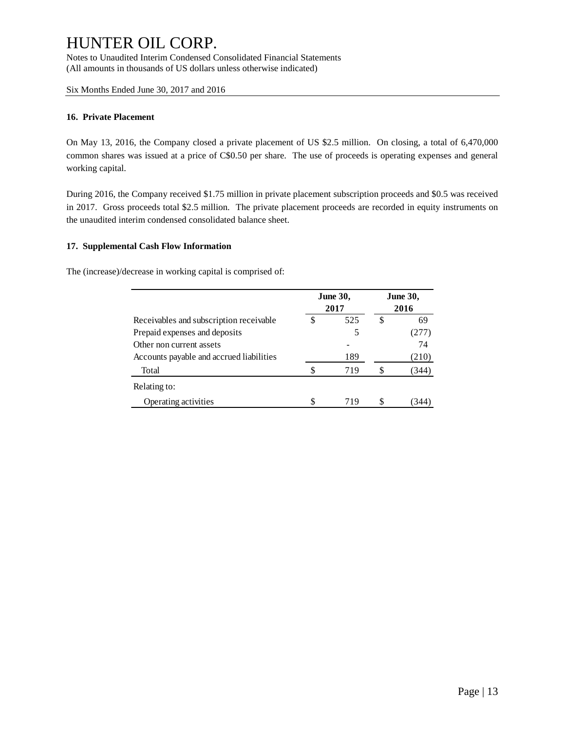### 16. Private Placement

On May 13, 2016, the Company closed a private placement of US $2.5 million. On closing, a total of 6,470,000 common shares was issued at a price of C$0.50 per share. The use of proceeds is operating expenses and general working capital.

During 2016, the Company received $1.75 million in private placement subscription proceeds and $0.5 was received in 2017. Gross proceeds total $2.5 million. The private placement proceeds are recorded in equity instruments on the unaudited interim condensed consolidated balance sheet.

### 17. Supplemental Cash Flow Information

The (increase)/decrease in working capital is comprised of:

| | June 30, 2017 | June 30, 2016 |
|---|---|---|
| Receivables and subscription receivable | $ 525 | $ 69 |
| Prepaid expenses and deposits | 5 | (277) |
| Other non current assets | - | 74 |
| Accounts payable and accrued liabilities | 189 | (210) |
| Total | $ 719 | $ (344) |
| Relating to: | | |
| Operating activities | $ 719 | $ (344) |